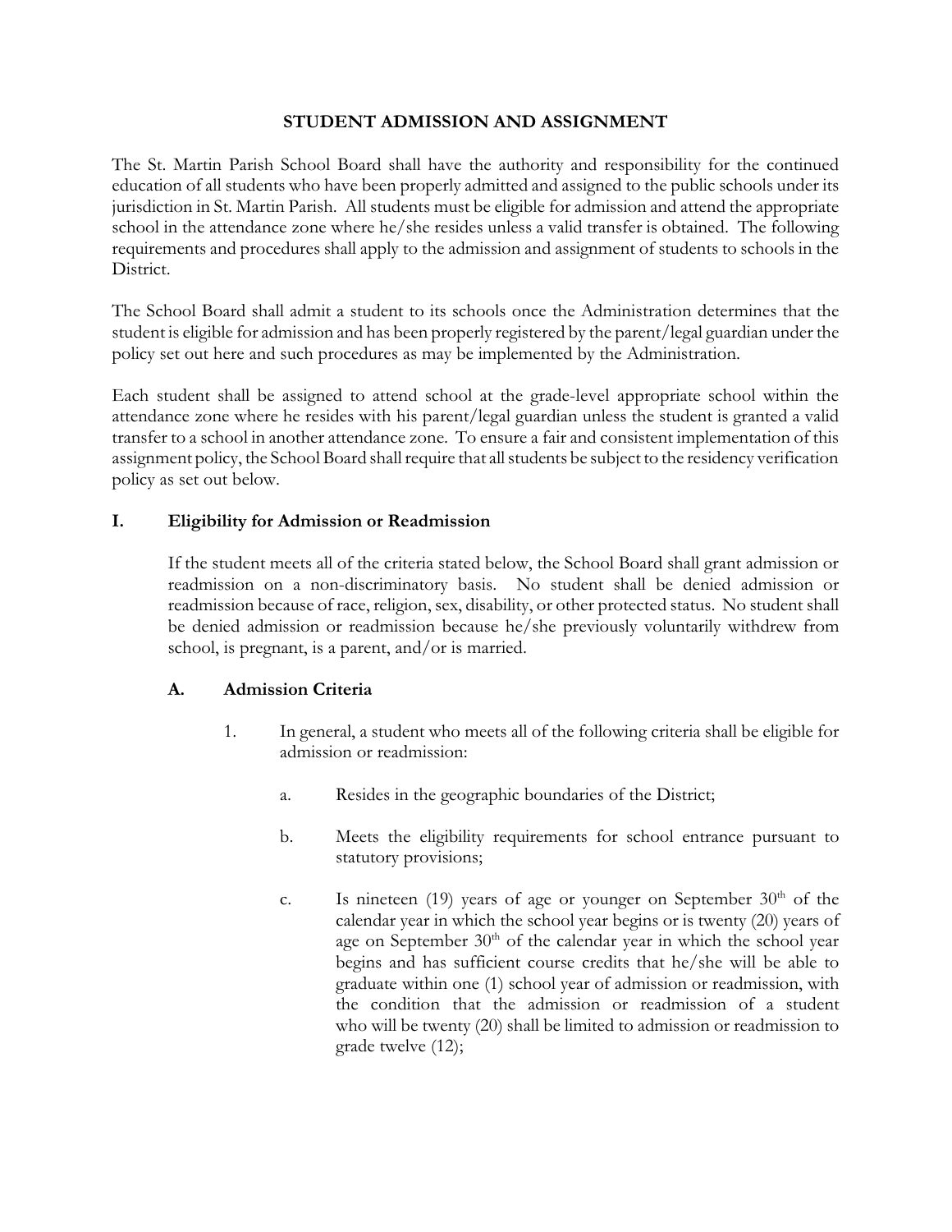# STUDENT ADMISSION AND ASSIGNMENT

The St. Martin Parish School Board shall have the authority and responsibility for the continued education of all students who have been properly admitted and assigned to the public schools under its jurisdiction in St. Martin Parish. All students must be eligible for admission and attend the appropriate school in the attendance zone where he/she resides unless a valid transfer is obtained. The following requirements and procedures shall apply to the admission and assignment of students to schools in the District.

The School Board shall admit a student to its schools once the Administration determines that the student is eligible for admission and has been properly registered by the parent/legal guardian under the policy set out here and such procedures as may be implemented by the Administration.

Each student shall be assigned to attend school at the grade-level appropriate school within the attendance zone where he resides with his parent/legal guardian unless the student is granted a valid transfer to a school in another attendance zone. To ensure a fair and consistent implementation of this assignment policy, the School Board shall require that all students be subject to the residency verification policy as set out below.

## I. Eligibility for Admission or Readmission

If the student meets all of the criteria stated below, the School Board shall grant admission or readmission on a non-discriminatory basis. No student shall be denied admission or readmission because of race, religion, sex, disability, or other protected status. No student shall be denied admission or readmission because he/she previously voluntarily withdrew from school, is pregnant, is a parent, and/or is married.

### A. Admission Criteria

1. In general, a student who meets all of the following criteria shall be eligible for admission or readmission:

   a. Resides in the geographic boundaries of the District;

   b. Meets the eligibility requirements for school entrance pursuant to statutory provisions;

   c. Is nineteen (19) years of age or younger on September 30th of the calendar year in which the school year begins or is twenty (20) years of age on September 30th of the calendar year in which the school year begins and has sufficient course credits that he/she will be able to graduate within one (1) school year of admission or readmission, with the condition that the admission or readmission of a student who will be twenty (20) shall be limited to admission or readmission to grade twelve (12);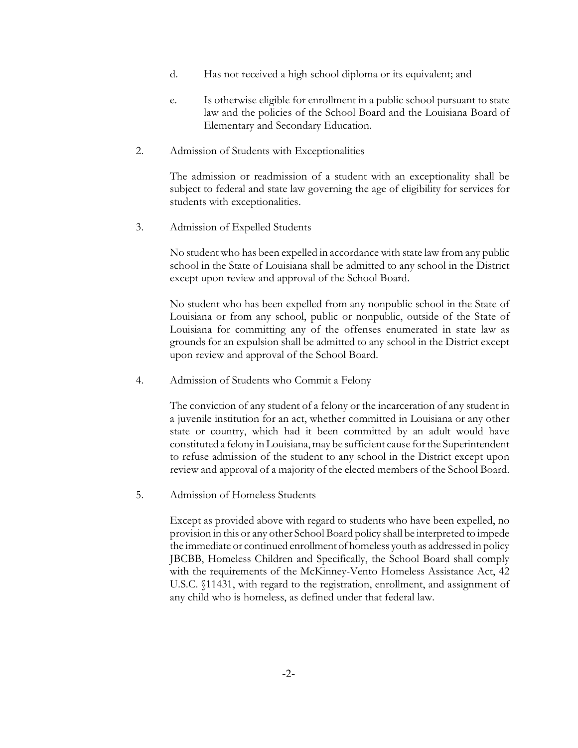d. Has not received a high school diploma or its equivalent; and

e. Is otherwise eligible for enrollment in a public school pursuant to state law and the policies of the School Board and the Louisiana Board of Elementary and Secondary Education.

2. Admission of Students with Exceptionalities

   The admission or readmission of a student with an exceptionality shall be subject to federal and state law governing the age of eligibility for services for students with exceptionalities.

3. Admission of Expelled Students

   No student who has been expelled in accordance with state law from any public school in the State of Louisiana shall be admitted to any school in the District except upon review and approval of the School Board.

   No student who has been expelled from any nonpublic school in the State of Louisiana or from any school, public or nonpublic, outside of the State of Louisiana for committing any of the offenses enumerated in state law as grounds for an expulsion shall be admitted to any school in the District except upon review and approval of the School Board.

4. Admission of Students who Commit a Felony

   The conviction of any student of a felony or the incarceration of any student in a juvenile institution for an act, whether committed in Louisiana or any other state or country, which had it been committed by an adult would have constituted a felony in Louisiana, may be sufficient cause for the Superintendent to refuse admission of the student to any school in the District except upon review and approval of a majority of the elected members of the School Board.

5. Admission of Homeless Students

   Except as provided above with regard to students who have been expelled, no provision in this or any other School Board policy shall be interpreted to impede the immediate or continued enrollment of homeless youth as addressed in policy JBCBB, Homeless Children and Specifically, the School Board shall comply with the requirements of the McKinney-Vento Homeless Assistance Act, 42 U.S.C. §11431, with regard to the registration, enrollment, and assignment of any child who is homeless, as defined under that federal law.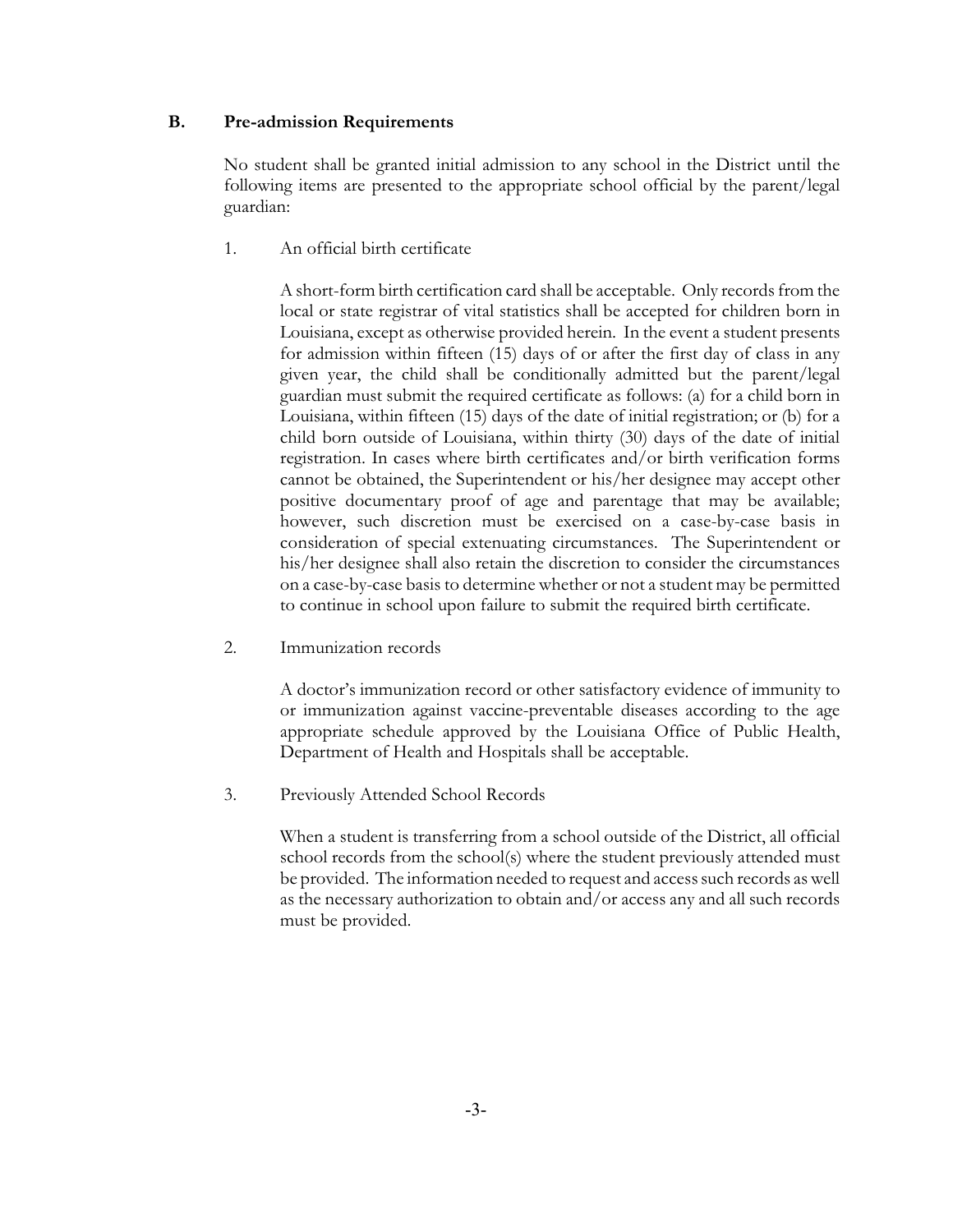## B. Pre-admission Requirements

No student shall be granted initial admission to any school in the District until the following items are presented to the appropriate school official by the parent/legal guardian:

1. An official birth certificate

   A short-form birth certification card shall be acceptable. Only records from the local or state registrar of vital statistics shall be accepted for children born in Louisiana, except as otherwise provided herein. In the event a student presents for admission within fifteen (15) days of or after the first day of class in any given year, the child shall be conditionally admitted but the parent/legal guardian must submit the required certificate as follows: (a) for a child born in Louisiana, within fifteen (15) days of the date of initial registration; or (b) for a child born outside of Louisiana, within thirty (30) days of the date of initial registration. In cases where birth certificates and/or birth verification forms cannot be obtained, the Superintendent or his/her designee may accept other positive documentary proof of age and parentage that may be available; however, such discretion must be exercised on a case-by-case basis in consideration of special extenuating circumstances. The Superintendent or his/her designee shall also retain the discretion to consider the circumstances on a case-by-case basis to determine whether or not a student may be permitted to continue in school upon failure to submit the required birth certificate.

2. Immunization records

   A doctor's immunization record or other satisfactory evidence of immunity to or immunization against vaccine-preventable diseases according to the age appropriate schedule approved by the Louisiana Office of Public Health, Department of Health and Hospitals shall be acceptable.

3. Previously Attended School Records

   When a student is transferring from a school outside of the District, all official school records from the school(s) where the student previously attended must be provided. The information needed to request and access such records as well as the necessary authorization to obtain and/or access any and all such records must be provided.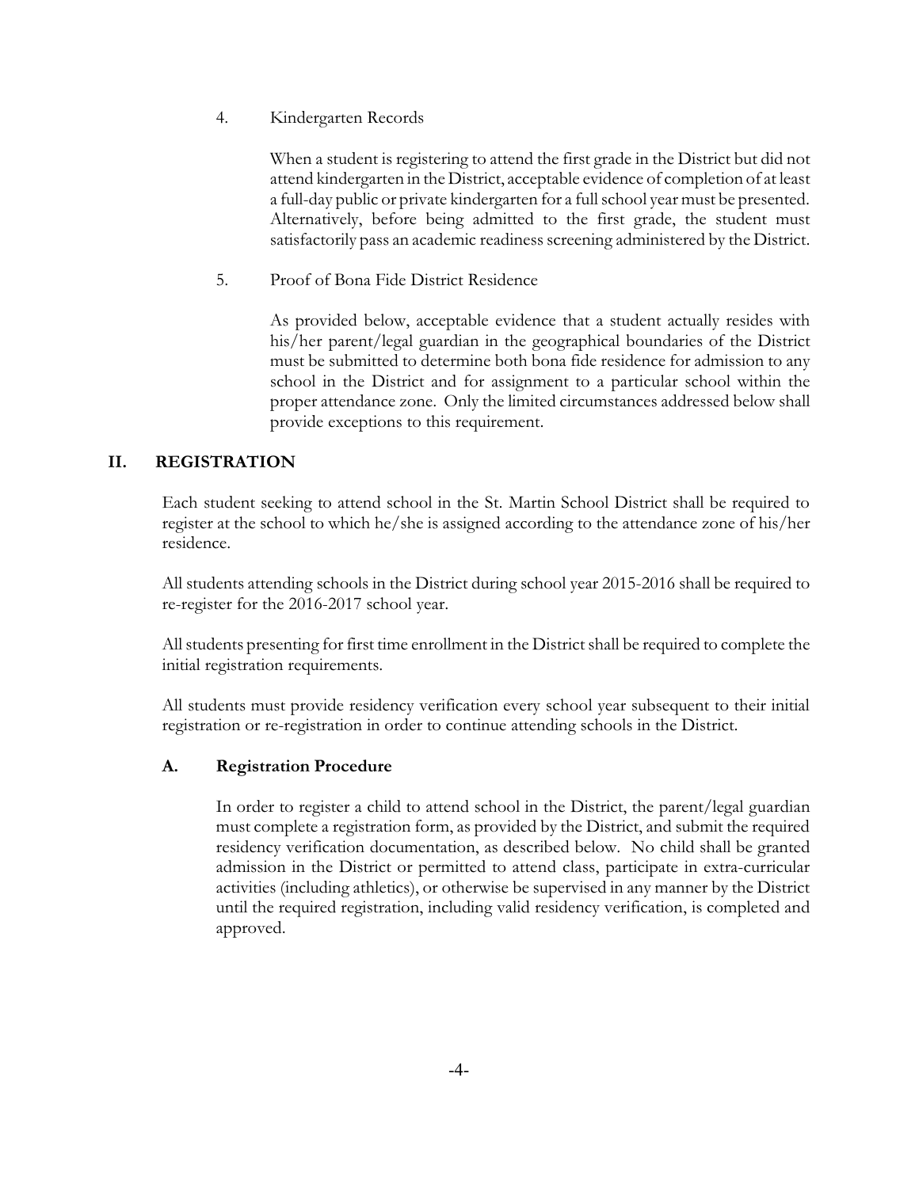4. Kindergarten Records

   When a student is registering to attend the first grade in the District but did not attend kindergarten in the District, acceptable evidence of completion of at least a full-day public or private kindergarten for a full school year must be presented. Alternatively, before being admitted to the first grade, the student must satisfactorily pass an academic readiness screening administered by the District.

5. Proof of Bona Fide District Residence

   As provided below, acceptable evidence that a student actually resides with his/her parent/legal guardian in the geographical boundaries of the District must be submitted to determine both bona fide residence for admission to any school in the District and for assignment to a particular school within the proper attendance zone. Only the limited circumstances addressed below shall provide exceptions to this requirement.

## II. REGISTRATION

Each student seeking to attend school in the St. Martin School District shall be required to register at the school to which he/she is assigned according to the attendance zone of his/her residence.

All students attending schools in the District during school year 2015-2016 shall be required to re-register for the 2016-2017 school year.

All students presenting for first time enrollment in the District shall be required to complete the initial registration requirements.

All students must provide residency verification every school year subsequent to their initial registration or re-registration in order to continue attending schools in the District.

### A. Registration Procedure

In order to register a child to attend school in the District, the parent/legal guardian must complete a registration form, as provided by the District, and submit the required residency verification documentation, as described below. No child shall be granted admission in the District or permitted to attend class, participate in extra-curricular activities (including athletics), or otherwise be supervised in any manner by the District until the required registration, including valid residency verification, is completed and approved.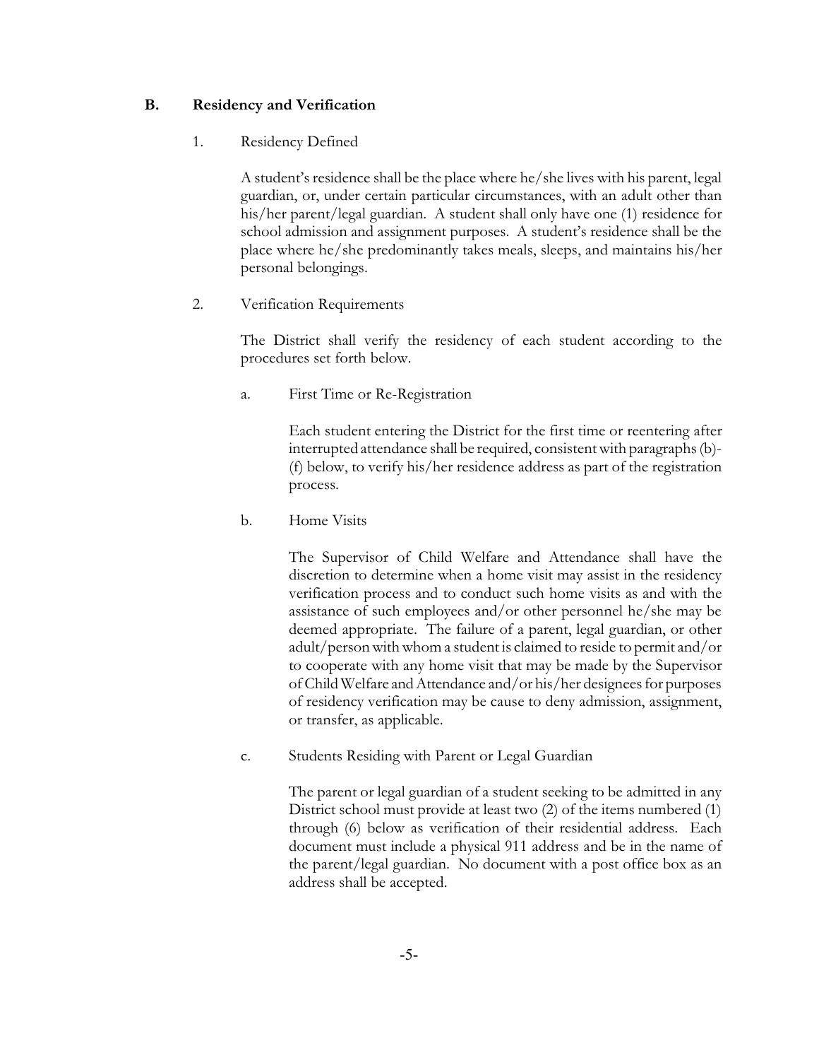## B. Residency and Verification

1. Residency Defined

A student's residence shall be the place where he/she lives with his parent, legal guardian, or, under certain particular circumstances, with an adult other than his/her parent/legal guardian. A student shall only have one (1) residence for school admission and assignment purposes. A student's residence shall be the place where he/she predominantly takes meals, sleeps, and maintains his/her personal belongings.

2. Verification Requirements

The District shall verify the residency of each student according to the procedures set forth below.

a. First Time or Re-Registration

Each student entering the District for the first time or reentering after interrupted attendance shall be required, consistent with paragraphs (b)-(f) below, to verify his/her residence address as part of the registration process.

b. Home Visits

The Supervisor of Child Welfare and Attendance shall have the discretion to determine when a home visit may assist in the residency verification process and to conduct such home visits as and with the assistance of such employees and/or other personnel he/she may be deemed appropriate. The failure of a parent, legal guardian, or other adult/person with whom a student is claimed to reside to permit and/or to cooperate with any home visit that may be made by the Supervisor of Child Welfare and Attendance and/or his/her designees for purposes of residency verification may be cause to deny admission, assignment, or transfer, as applicable.

c. Students Residing with Parent or Legal Guardian

The parent or legal guardian of a student seeking to be admitted in any District school must provide at least two (2) of the items numbered (1) through (6) below as verification of their residential address. Each document must include a physical 911 address and be in the name of the parent/legal guardian. No document with a post office box as an address shall be accepted.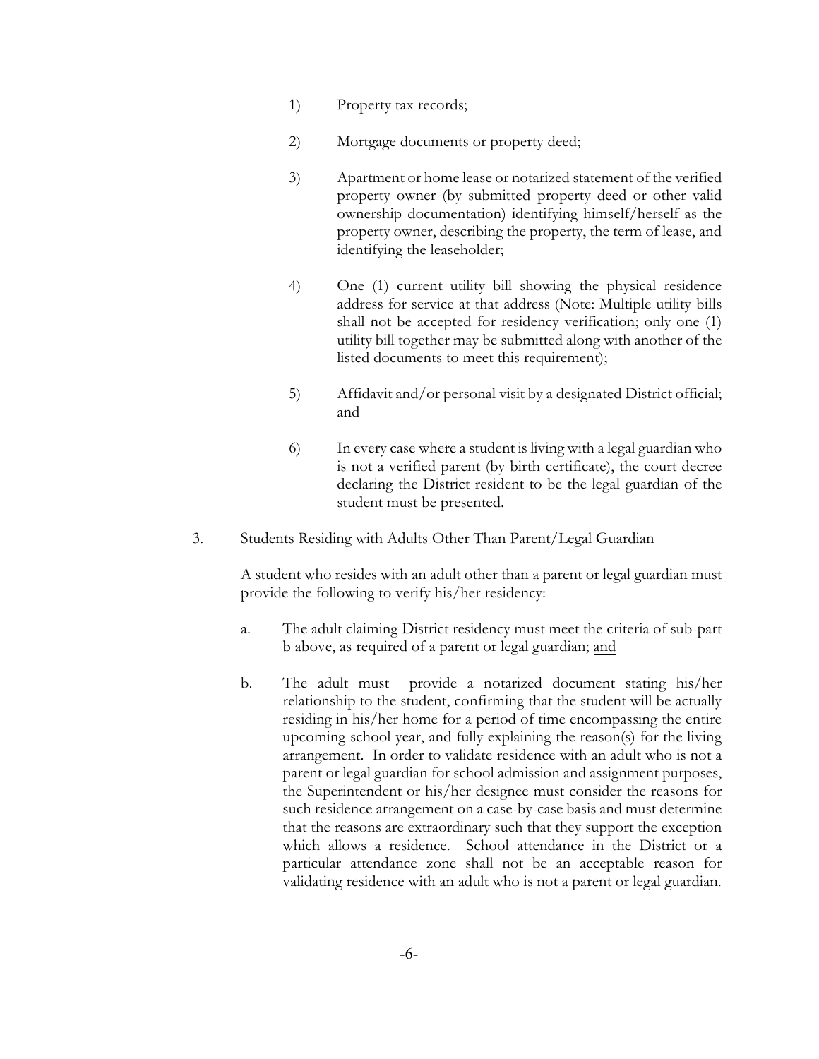1) Property tax records;

2) Mortgage documents or property deed;

3) Apartment or home lease or notarized statement of the verified property owner (by submitted property deed or other valid ownership documentation) identifying himself/herself as the property owner, describing the property, the term of lease, and identifying the leaseholder;

4) One (1) current utility bill showing the physical residence address for service at that address (Note: Multiple utility bills shall not be accepted for residency verification; only one (1) utility bill together may be submitted along with another of the listed documents to meet this requirement);

5) Affidavit and/or personal visit by a designated District official; and

6) In every case where a student is living with a legal guardian who is not a verified parent (by birth certificate), the court decree declaring the District resident to be the legal guardian of the student must be presented.

3. Students Residing with Adults Other Than Parent/Legal Guardian

A student who resides with an adult other than a parent or legal guardian must provide the following to verify his/her residency:

a. The adult claiming District residency must meet the criteria of sub-part b above, as required of a parent or legal guardian; <u>and</u>

b. The adult must provide a notarized document stating his/her relationship to the student, confirming that the student will be actually residing in his/her home for a period of time encompassing the entire upcoming school year, and fully explaining the reason(s) for the living arrangement. In order to validate residence with an adult who is not a parent or legal guardian for school admission and assignment purposes, the Superintendent or his/her designee must consider the reasons for such residence arrangement on a case-by-case basis and must determine that the reasons are extraordinary such that they support the exception which allows a residence. School attendance in the District or a particular attendance zone shall not be an acceptable reason for validating residence with an adult who is not a parent or legal guardian.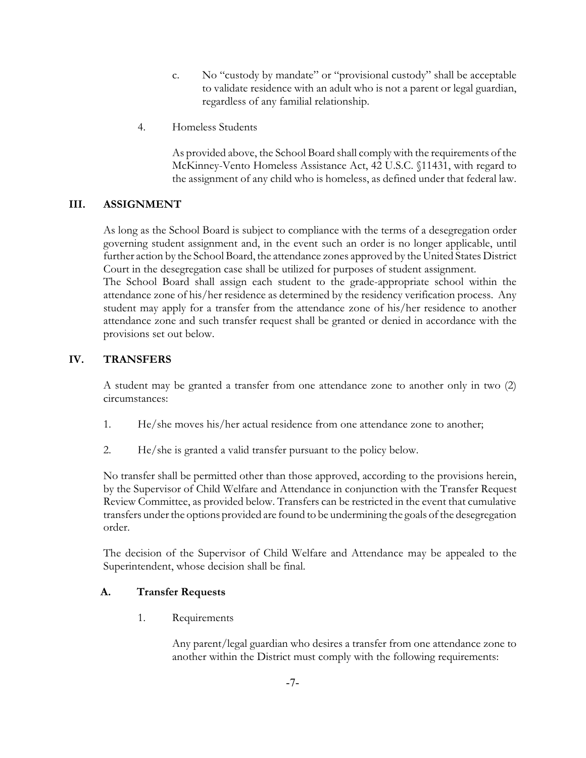c. No "custody by mandate" or "provisional custody" shall be acceptable to validate residence with an adult who is not a parent or legal guardian, regardless of any familial relationship.

4. Homeless Students

   As provided above, the School Board shall comply with the requirements of the McKinney-Vento Homeless Assistance Act, 42 U.S.C. §11431, with regard to the assignment of any child who is homeless, as defined under that federal law.

## III. ASSIGNMENT

As long as the School Board is subject to compliance with the terms of a desegregation order governing student assignment and, in the event such an order is no longer applicable, until further action by the School Board, the attendance zones approved by the United States District Court in the desegregation case shall be utilized for purposes of student assignment.

The School Board shall assign each student to the grade-appropriate school within the attendance zone of his/her residence as determined by the residency verification process. Any student may apply for a transfer from the attendance zone of his/her residence to another attendance zone and such transfer request shall be granted or denied in accordance with the provisions set out below.

## IV. TRANSFERS

A student may be granted a transfer from one attendance zone to another only in two (2) circumstances:

1. He/she moves his/her actual residence from one attendance zone to another;
2. He/she is granted a valid transfer pursuant to the policy below.

No transfer shall be permitted other than those approved, according to the provisions herein, by the Supervisor of Child Welfare and Attendance in conjunction with the Transfer Request Review Committee, as provided below. Transfers can be restricted in the event that cumulative transfers under the options provided are found to be undermining the goals of the desegregation order.

The decision of the Supervisor of Child Welfare and Attendance may be appealed to the Superintendent, whose decision shall be final.

### A. Transfer Requests

1. Requirements

   Any parent/legal guardian who desires a transfer from one attendance zone to another within the District must comply with the following requirements: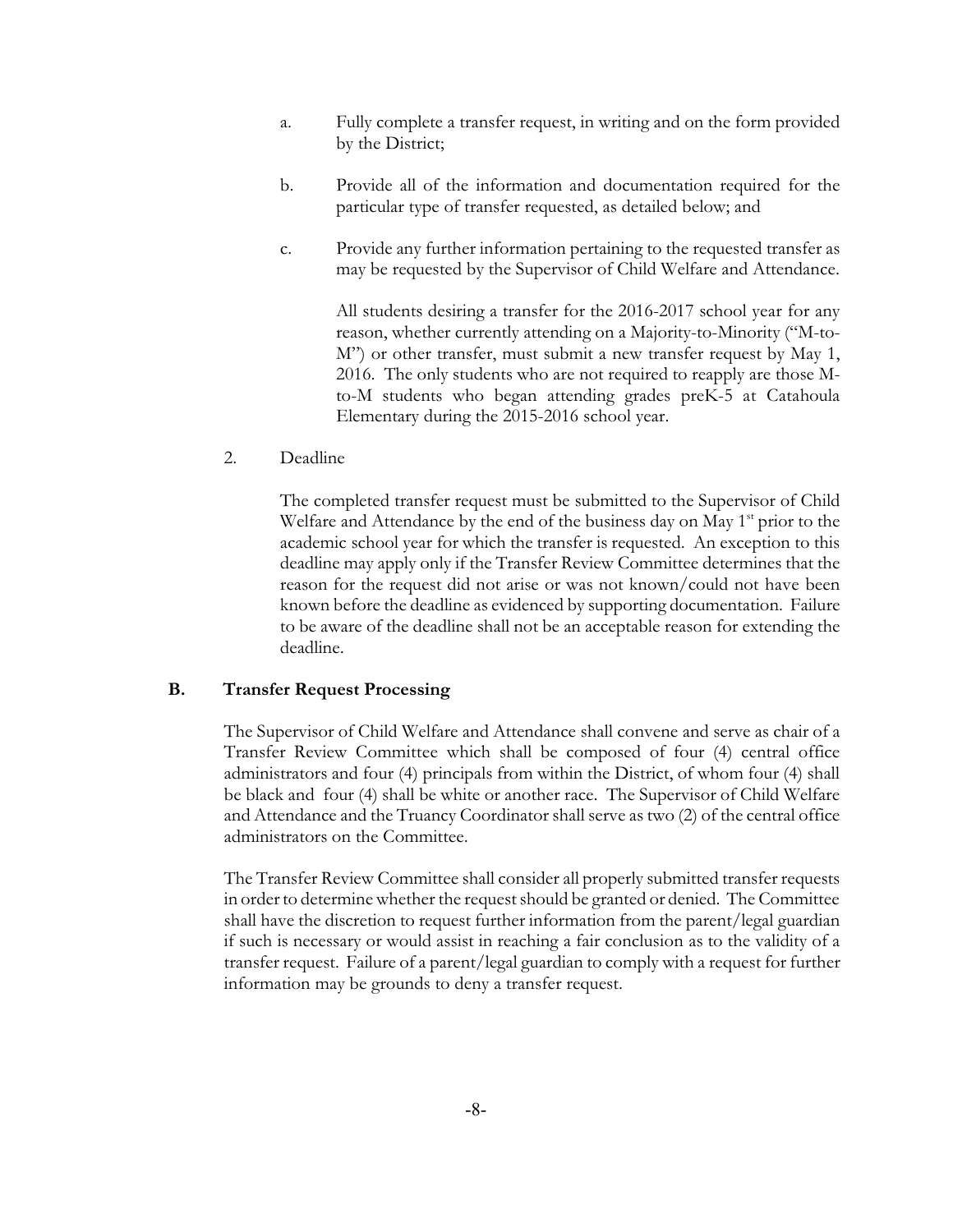a. Fully complete a transfer request, in writing and on the form provided by the District;

b. Provide all of the information and documentation required for the particular type of transfer requested, as detailed below; and

c. Provide any further information pertaining to the requested transfer as may be requested by the Supervisor of Child Welfare and Attendance.

All students desiring a transfer for the 2016-2017 school year for any reason, whether currently attending on a Majority-to-Minority ("M-to-M") or other transfer, must submit a new transfer request by May 1, 2016. The only students who are not required to reapply are those M-to-M students who began attending grades preK-5 at Catahoula Elementary during the 2015-2016 school year.

2. Deadline

The completed transfer request must be submitted to the Supervisor of Child Welfare and Attendance by the end of the business day on May 1st prior to the academic school year for which the transfer is requested. An exception to this deadline may apply only if the Transfer Review Committee determines that the reason for the request did not arise or was not known/could not have been known before the deadline as evidenced by supporting documentation. Failure to be aware of the deadline shall not be an acceptable reason for extending the deadline.

### B. Transfer Request Processing

The Supervisor of Child Welfare and Attendance shall convene and serve as chair of a Transfer Review Committee which shall be composed of four (4) central office administrators and four (4) principals from within the District, of whom four (4) shall be black and four (4) shall be white or another race. The Supervisor of Child Welfare and Attendance and the Truancy Coordinator shall serve as two (2) of the central office administrators on the Committee.

The Transfer Review Committee shall consider all properly submitted transfer requests in order to determine whether the request should be granted or denied. The Committee shall have the discretion to request further information from the parent/legal guardian if such is necessary or would assist in reaching a fair conclusion as to the validity of a transfer request. Failure of a parent/legal guardian to comply with a request for further information may be grounds to deny a transfer request.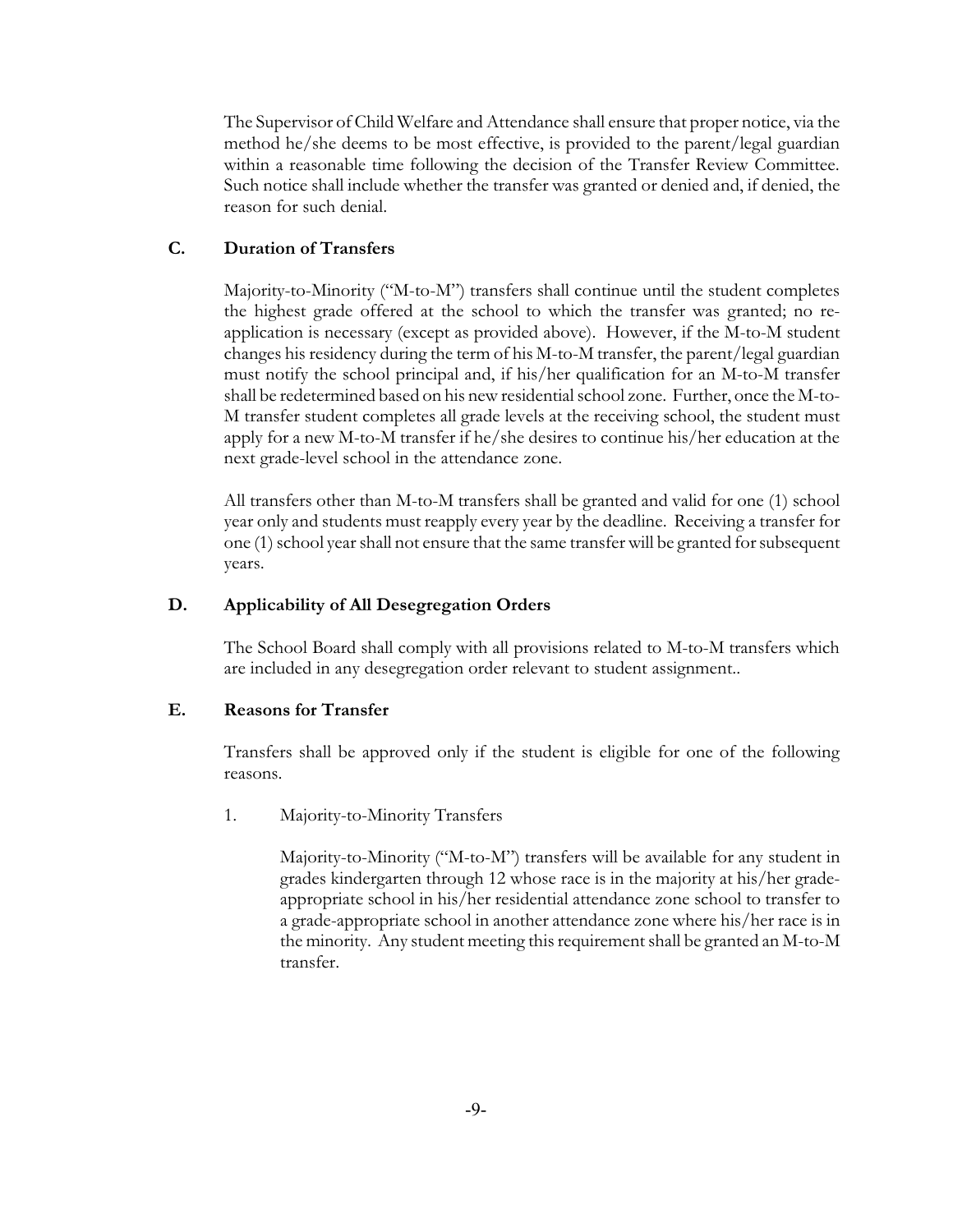The Supervisor of Child Welfare and Attendance shall ensure that proper notice, via the method he/she deems to be most effective, is provided to the parent/legal guardian within a reasonable time following the decision of the Transfer Review Committee. Such notice shall include whether the transfer was granted or denied and, if denied, the reason for such denial.

### C. Duration of Transfers

Majority-to-Minority ("M-to-M") transfers shall continue until the student completes the highest grade offered at the school to which the transfer was granted; no re-application is necessary (except as provided above). However, if the M-to-M student changes his residency during the term of his M-to-M transfer, the parent/legal guardian must notify the school principal and, if his/her qualification for an M-to-M transfer shall be redetermined based on his new residential school zone. Further, once the M-to-M transfer student completes all grade levels at the receiving school, the student must apply for a new M-to-M transfer if he/she desires to continue his/her education at the next grade-level school in the attendance zone.

All transfers other than M-to-M transfers shall be granted and valid for one (1) school year only and students must reapply every year by the deadline. Receiving a transfer for one (1) school year shall not ensure that the same transfer will be granted for subsequent years.

### D. Applicability of All Desegregation Orders

The School Board shall comply with all provisions related to M-to-M transfers which are included in any desegregation order relevant to student assignment..

### E. Reasons for Transfer

Transfers shall be approved only if the student is eligible for one of the following reasons.

1. Majority-to-Minority Transfers

   Majority-to-Minority ("M-to-M") transfers will be available for any student in grades kindergarten through 12 whose race is in the majority at his/her grade-appropriate school in his/her residential attendance zone school to transfer to a grade-appropriate school in another attendance zone where his/her race is in the minority. Any student meeting this requirement shall be granted an M-to-M transfer.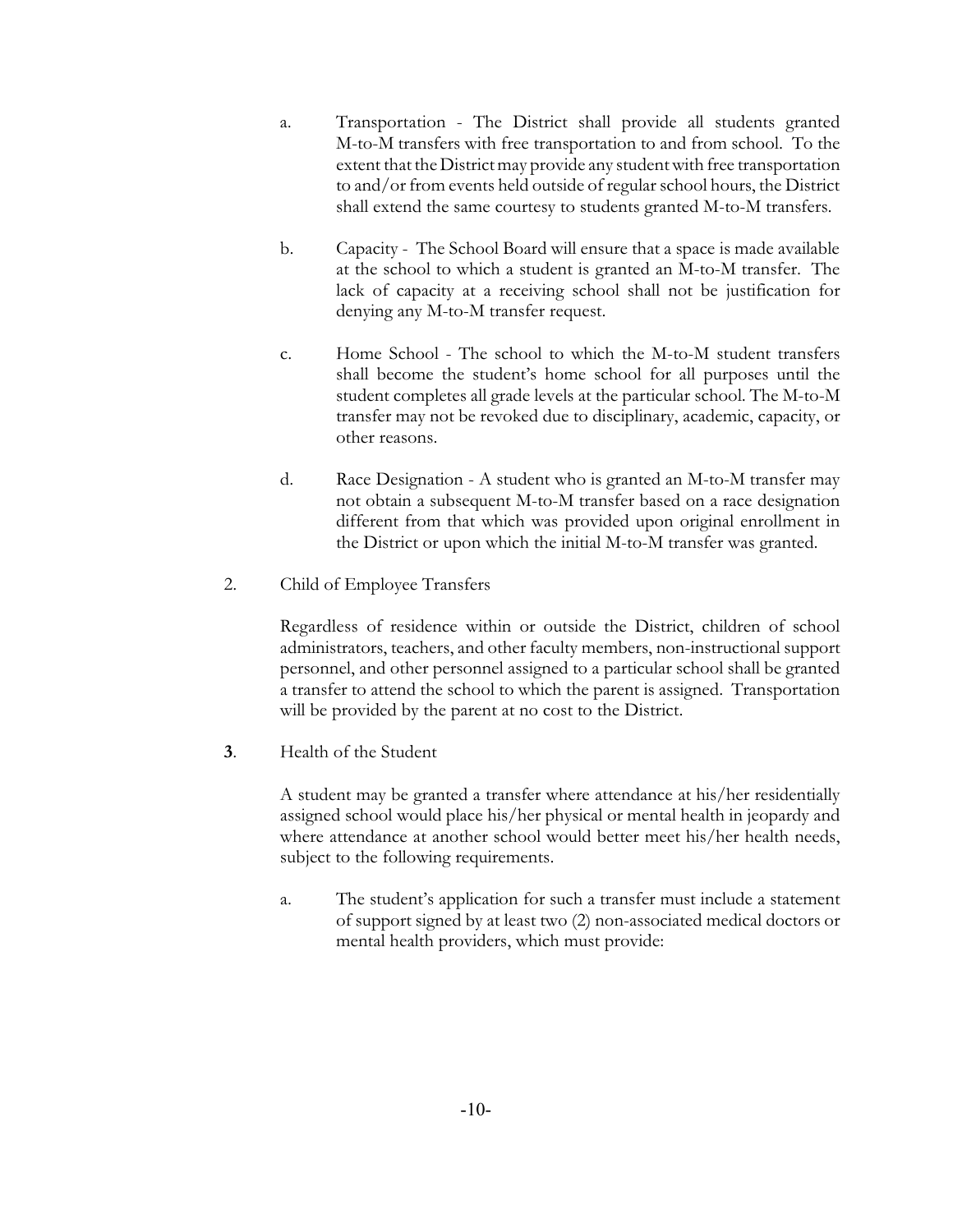a. Transportation - The District shall provide all students granted M-to-M transfers with free transportation to and from school. To the extent that the District may provide any student with free transportation to and/or from events held outside of regular school hours, the District shall extend the same courtesy to students granted M-to-M transfers.

b. Capacity - The School Board will ensure that a space is made available at the school to which a student is granted an M-to-M transfer. The lack of capacity at a receiving school shall not be justification for denying any M-to-M transfer request.

c. Home School - The school to which the M-to-M student transfers shall become the student's home school for all purposes until the student completes all grade levels at the particular school. The M-to-M transfer may not be revoked due to disciplinary, academic, capacity, or other reasons.

d. Race Designation - A student who is granted an M-to-M transfer may not obtain a subsequent M-to-M transfer based on a race designation different from that which was provided upon original enrollment in the District or upon which the initial M-to-M transfer was granted.

2. Child of Employee Transfers

Regardless of residence within or outside the District, children of school administrators, teachers, and other faculty members, non-instructional support personnel, and other personnel assigned to a particular school shall be granted a transfer to attend the school to which the parent is assigned. Transportation will be provided by the parent at no cost to the District.

**3**. Health of the Student

A student may be granted a transfer where attendance at his/her residentially assigned school would place his/her physical or mental health in jeopardy and where attendance at another school would better meet his/her health needs, subject to the following requirements.

a. The student's application for such a transfer must include a statement of support signed by at least two (2) non-associated medical doctors or mental health providers, which must provide: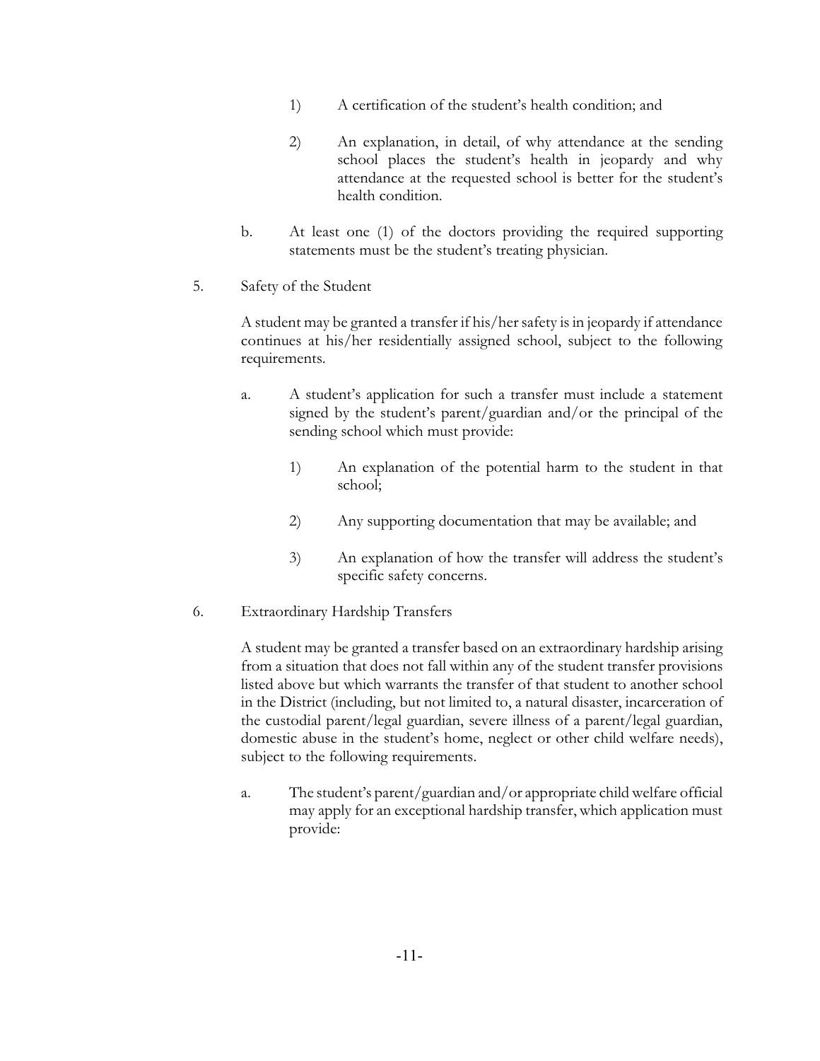1) A certification of the student's health condition; and

2) An explanation, in detail, of why attendance at the sending school places the student's health in jeopardy and why attendance at the requested school is better for the student's health condition.

b. At least one (1) of the doctors providing the required supporting statements must be the student's treating physician.

5. Safety of the Student

A student may be granted a transfer if his/her safety is in jeopardy if attendance continues at his/her residentially assigned school, subject to the following requirements.

a. A student's application for such a transfer must include a statement signed by the student's parent/guardian and/or the principal of the sending school which must provide:

1) An explanation of the potential harm to the student in that school;

2) Any supporting documentation that may be available; and

3) An explanation of how the transfer will address the student's specific safety concerns.

6. Extraordinary Hardship Transfers

A student may be granted a transfer based on an extraordinary hardship arising from a situation that does not fall within any of the student transfer provisions listed above but which warrants the transfer of that student to another school in the District (including, but not limited to, a natural disaster, incarceration of the custodial parent/legal guardian, severe illness of a parent/legal guardian, domestic abuse in the student's home, neglect or other child welfare needs), subject to the following requirements.

a. The student's parent/guardian and/or appropriate child welfare official may apply for an exceptional hardship transfer, which application must provide: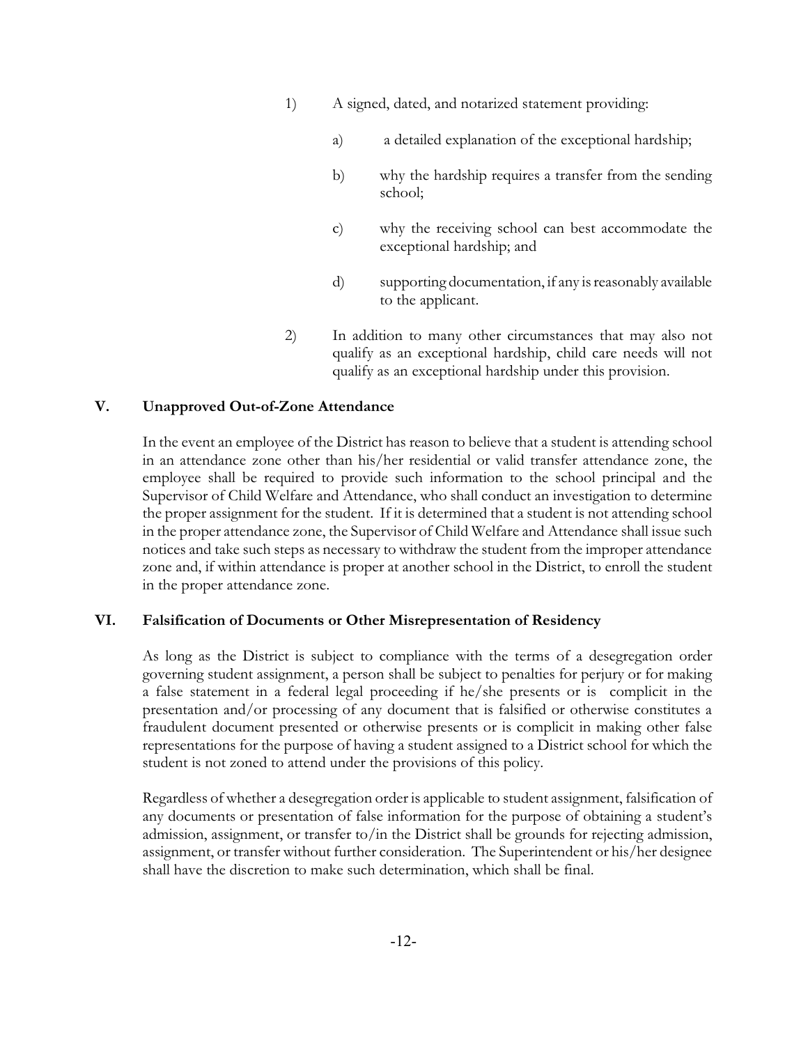1) A signed, dated, and notarized statement providing:

   a) a detailed explanation of the exceptional hardship;

   b) why the hardship requires a transfer from the sending school;

   c) why the receiving school can best accommodate the exceptional hardship; and

   d) supporting documentation, if any is reasonably available to the applicant.

2) In addition to many other circumstances that may also not qualify as an exceptional hardship, child care needs will not qualify as an exceptional hardship under this provision.

## V. Unapproved Out-of-Zone Attendance

In the event an employee of the District has reason to believe that a student is attending school in an attendance zone other than his/her residential or valid transfer attendance zone, the employee shall be required to provide such information to the school principal and the Supervisor of Child Welfare and Attendance, who shall conduct an investigation to determine the proper assignment for the student. If it is determined that a student is not attending school in the proper attendance zone, the Supervisor of Child Welfare and Attendance shall issue such notices and take such steps as necessary to withdraw the student from the improper attendance zone and, if within attendance is proper at another school in the District, to enroll the student in the proper attendance zone.

## VI. Falsification of Documents or Other Misrepresentation of Residency

As long as the District is subject to compliance with the terms of a desegregation order governing student assignment, a person shall be subject to penalties for perjury or for making a false statement in a federal legal proceeding if he/she presents or is complicit in the presentation and/or processing of any document that is falsified or otherwise constitutes a fraudulent document presented or otherwise presents or is complicit in making other false representations for the purpose of having a student assigned to a District school for which the student is not zoned to attend under the provisions of this policy.

Regardless of whether a desegregation order is applicable to student assignment, falsification of any documents or presentation of false information for the purpose of obtaining a student's admission, assignment, or transfer to/in the District shall be grounds for rejecting admission, assignment, or transfer without further consideration. The Superintendent or his/her designee shall have the discretion to make such determination, which shall be final.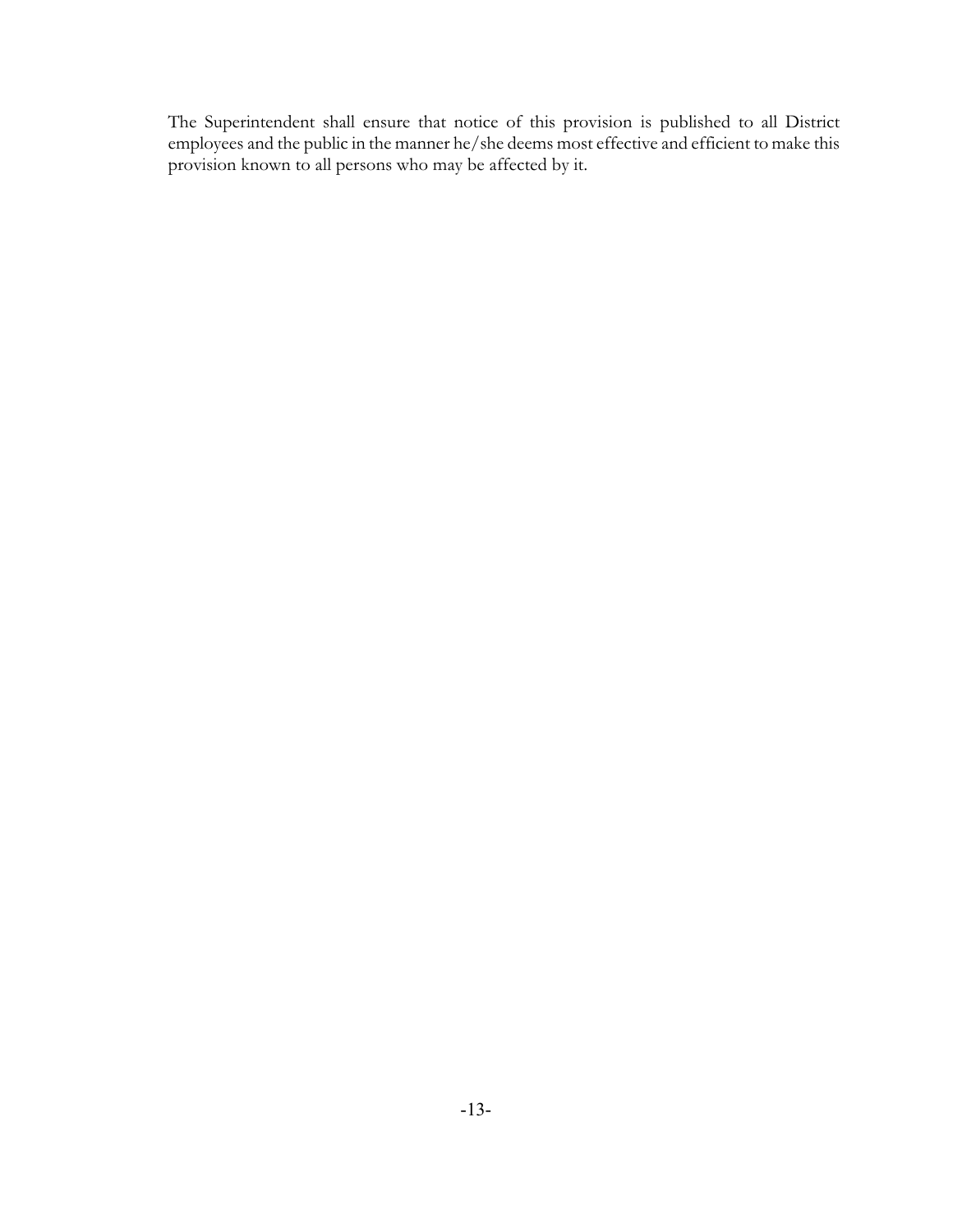The Superintendent shall ensure that notice of this provision is published to all District employees and the public in the manner he/she deems most effective and efficient to make this provision known to all persons who may be affected by it.